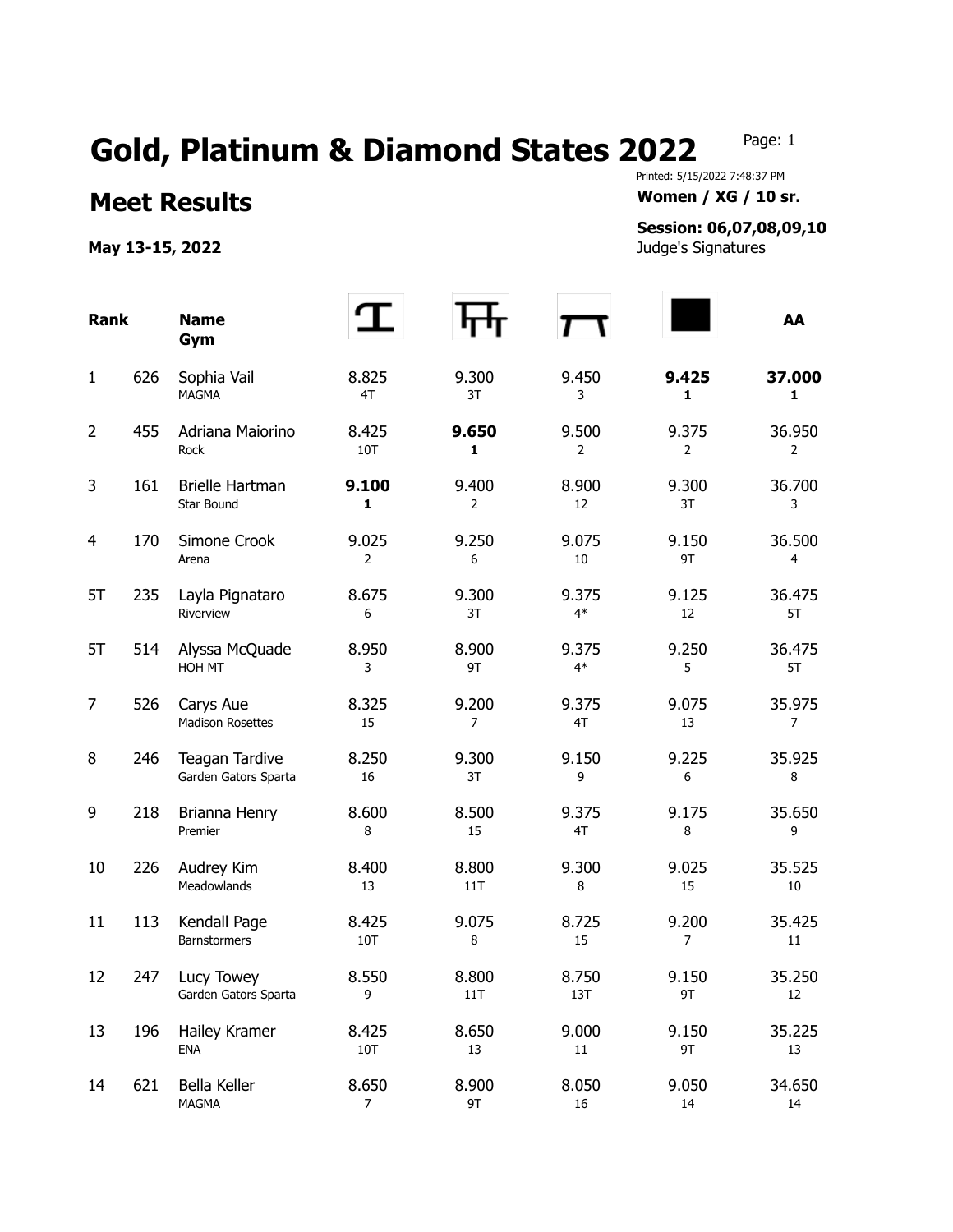# Gold, Platinum & Diamond States 2022

Printed: 5/15/2022 7:48:37 PM

## Meet Results

**Women / XG / 10 sr.**

**May 13-15, 2022**

**Session: 06,07,08,09,10**

Judge's Signatures

| Rank | | Name Gym | Vault | Bars | Beam | Floor | AA |
|---|---|---|---|---|---|---|---|
| 1 | 626 | Sophia Vail<br>MAGMA | 8.825<br>4T | 9.300<br>3T | 9.450<br>3 | **9.425**<br>**1** | **37.000**<br>**1** |
| 2 | 455 | Adriana Maiorino<br>Rock | 8.425<br>10T | **9.650**<br>**1** | 9.500<br>2 | 9.375<br>2 | 36.950<br>2 |
| 3 | 161 | Brielle Hartman<br>Star Bound | **9.100**<br>**1** | 9.400<br>2 | 8.900<br>12 | 9.300<br>3T | 36.700<br>3 |
| 4 | 170 | Simone Crook<br>Arena | 9.025<br>2 | 9.250<br>6 | 9.075<br>10 | 9.150<br>9T | 36.500<br>4 |
| 5T | 235 | Layla Pignataro<br>Riverview | 8.675<br>6 | 9.300<br>3T | 9.375<br>4* | 9.125<br>12 | 36.475<br>5T |
| 5T | 514 | Alyssa McQuade<br>HOH MT | 8.950<br>3 | 8.900<br>9T | 9.375<br>4* | 9.250<br>5 | 36.475<br>5T |
| 7 | 526 | Carys Aue<br>Madison Rosettes | 8.325<br>15 | 9.200<br>7 | 9.375<br>4T | 9.075<br>13 | 35.975<br>7 |
| 8 | 246 | Teagan Tardive<br>Garden Gators Sparta | 8.250<br>16 | 9.300<br>3T | 9.150<br>9 | 9.225<br>6 | 35.925<br>8 |
| 9 | 218 | Brianna Henry<br>Premier | 8.600<br>8 | 8.500<br>15 | 9.375<br>4T | 9.175<br>8 | 35.650<br>9 |
| 10 | 226 | Audrey Kim<br>Meadowlands | 8.400<br>13 | 8.800<br>11T | 9.300<br>8 | 9.025<br>15 | 35.525<br>10 |
| 11 | 113 | Kendall Page<br>Barnstormers | 8.425<br>10T | 9.075<br>8 | 8.725<br>15 | 9.200<br>7 | 35.425<br>11 |
| 12 | 247 | Lucy Towey<br>Garden Gators Sparta | 8.550<br>9 | 8.800<br>11T | 8.750<br>13T | 9.150<br>9T | 35.250<br>12 |
| 13 | 196 | Hailey Kramer<br>ENA | 8.425<br>10T | 8.650<br>13 | 9.000<br>11 | 9.150<br>9T | 35.225<br>13 |
| 14 | 621 | Bella Keller<br>MAGMA | 8.650<br>7 | 8.900<br>9T | 8.050<br>16 | 9.050<br>14 | 34.650<br>14 |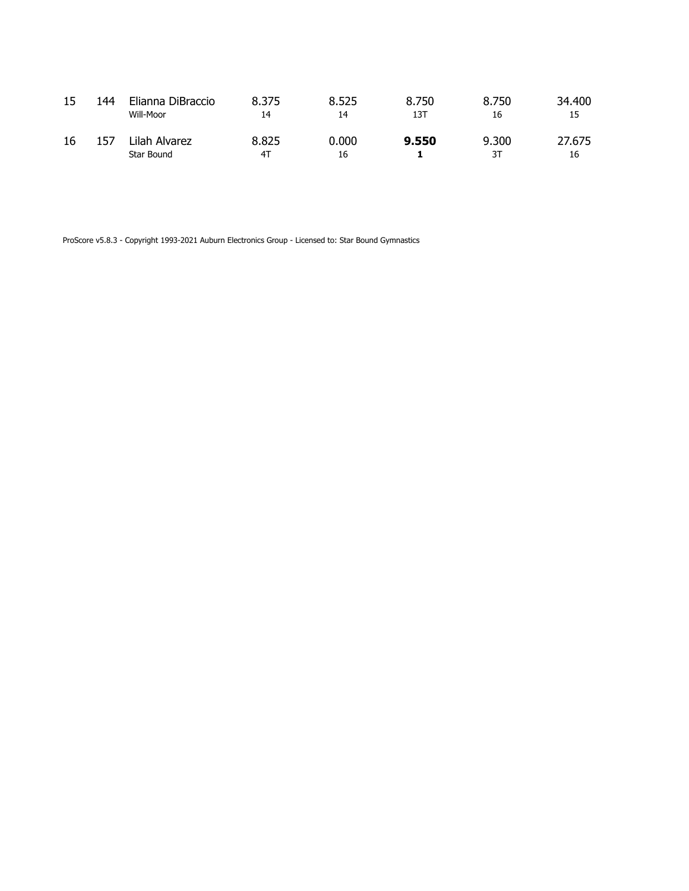| | | | | | | | |
|---|---|---|---|---|---|---|---|
| 15 | 144 | Elianna DiBraccio<br>Will-Moor | 8.375<br>14 | 8.525<br>14 | 8.750<br>13T | 8.750<br>16 | 34.400<br>15 |
| 16 | 157 | Lilah Alvarez<br>Star Bound | 8.825<br>4T | 0.000<br>16 | **9.550**<br>**1** | 9.300<br>3T | 27.675<br>16 |

ProScore v5.8.3 - Copyright 1993-2021 Auburn Electronics Group - Licensed to: Star Bound Gymnastics